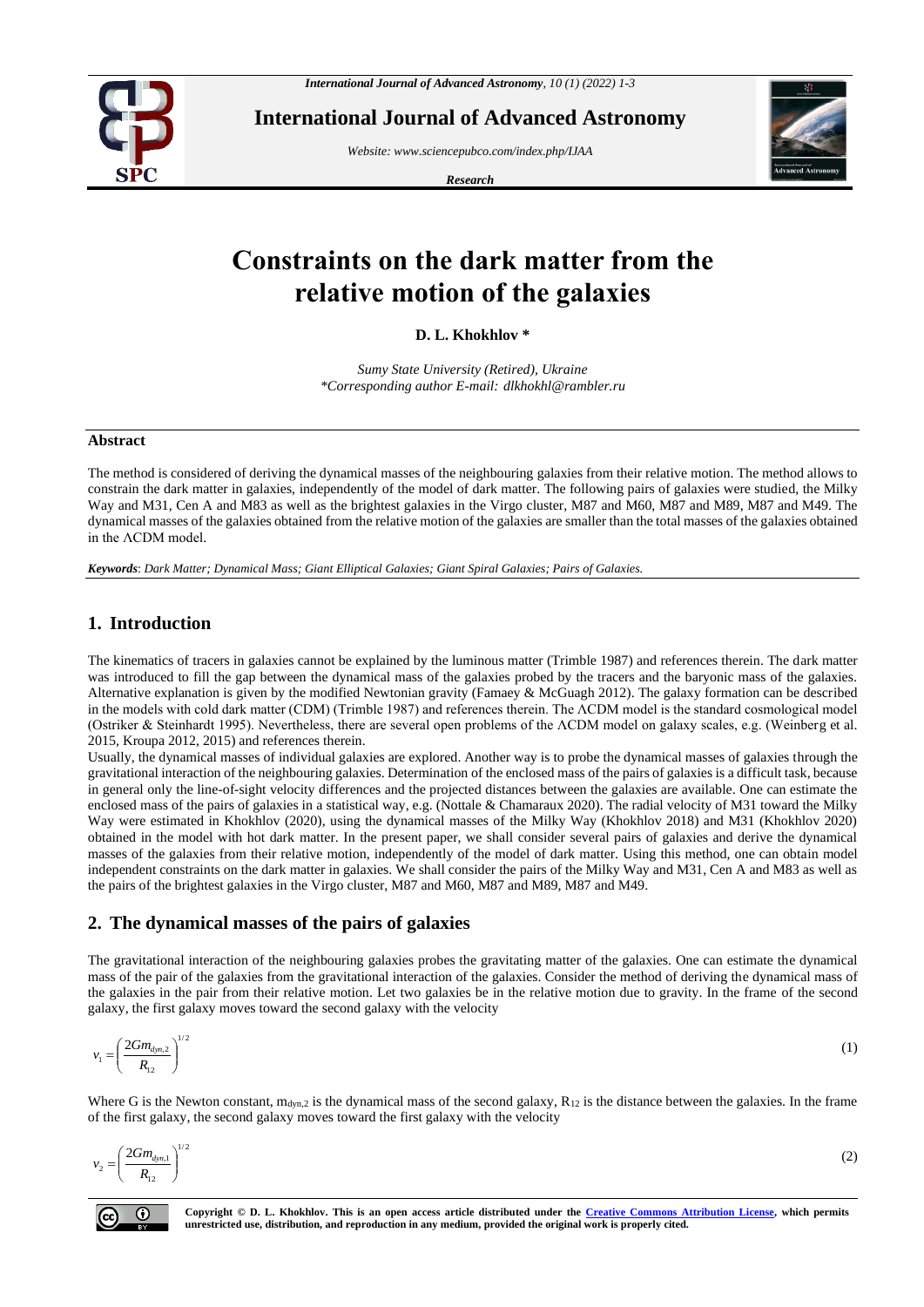# Constraints on the dark matter from the relative motion of the galaxies

**D. L. Khokhlov \***

*Sumy State University (Retired), Ukraine*
*\*Corresponding author E-mail: dlkhokhl@rambler.ru*

## Abstract

The method is considered of deriving the dynamical masses of the neighbouring galaxies from their relative motion. The method allows to constrain the dark matter in galaxies, independently of the model of dark matter. The following pairs of galaxies were studied, the Milky Way and M31, Cen A and M83 as well as the brightest galaxies in the Virgo cluster, M87 and M60, M87 and M89, M87 and M49. The dynamical masses of the galaxies obtained from the relative motion of the galaxies are smaller than the total masses of the galaxies obtained in the ΛCDM model.

***Keywords***: *Dark Matter; Dynamical Mass; Giant Elliptical Galaxies; Giant Spiral Galaxies; Pairs of Galaxies.*

## 1. Introduction

The kinematics of tracers in galaxies cannot be explained by the luminous matter (Trimble 1987) and references therein. The dark matter was introduced to fill the gap between the dynamical mass of the galaxies probed by the tracers and the baryonic mass of the galaxies. Alternative explanation is given by the modified Newtonian gravity (Famaey & McGuagh 2012). The galaxy formation can be described in the models with cold dark matter (CDM) (Trimble 1987) and references therein. The ΛCDM model is the standard cosmological model (Ostriker & Steinhardt 1995). Nevertheless, there are several open problems of the ΛCDM model on galaxy scales, e.g. (Weinberg et al. 2015, Kroupa 2012, 2015) and references therein.

Usually, the dynamical masses of individual galaxies are explored. Another way is to probe the dynamical masses of galaxies through the gravitational interaction of the neighbouring galaxies. Determination of the enclosed mass of the pairs of galaxies is a difficult task, because in general only the line-of-sight velocity differences and the projected distances between the galaxies are available. One can estimate the enclosed mass of the pairs of galaxies in a statistical way, e.g. (Nottale & Chamaraux 2020). The radial velocity of M31 toward the Milky Way were estimated in Khokhlov (2020), using the dynamical masses of the Milky Way (Khokhlov 2018) and M31 (Khokhlov 2020) obtained in the model with hot dark matter. In the present paper, we shall consider several pairs of galaxies and derive the dynamical masses of the galaxies from their relative motion, independently of the model of dark matter. Using this method, one can obtain model independent constraints on the dark matter in galaxies. We shall consider the pairs of the Milky Way and M31, Cen A and M83 as well as the pairs of the brightest galaxies in the Virgo cluster, M87 and M60, M87 and M89, M87 and M49.

## 2. The dynamical masses of the pairs of galaxies

The gravitational interaction of the neighbouring galaxies probes the gravitating matter of the galaxies. One can estimate the dynamical mass of the pair of the galaxies from the gravitational interaction of the galaxies. Consider the method of deriving the dynamical mass of the galaxies in the pair from their relative motion. Let two galaxies be in the relative motion due to gravity. In the frame of the second galaxy, the first galaxy moves toward the second galaxy with the velocity

$$v_1 = \left(\frac{2Gm_{dyn,2}}{R_{12}}\right)^{1/2} \quad (1)$$

Where G is the Newton constant, $m_{dyn,2}$ is the dynamical mass of the second galaxy, $R_{12}$ is the distance between the galaxies. In the frame of the first galaxy, the second galaxy moves toward the first galaxy with the velocity

$$v_2 = \left(\frac{2Gm_{dyn,1}}{R_{12}}\right)^{1/2} \quad (2)$$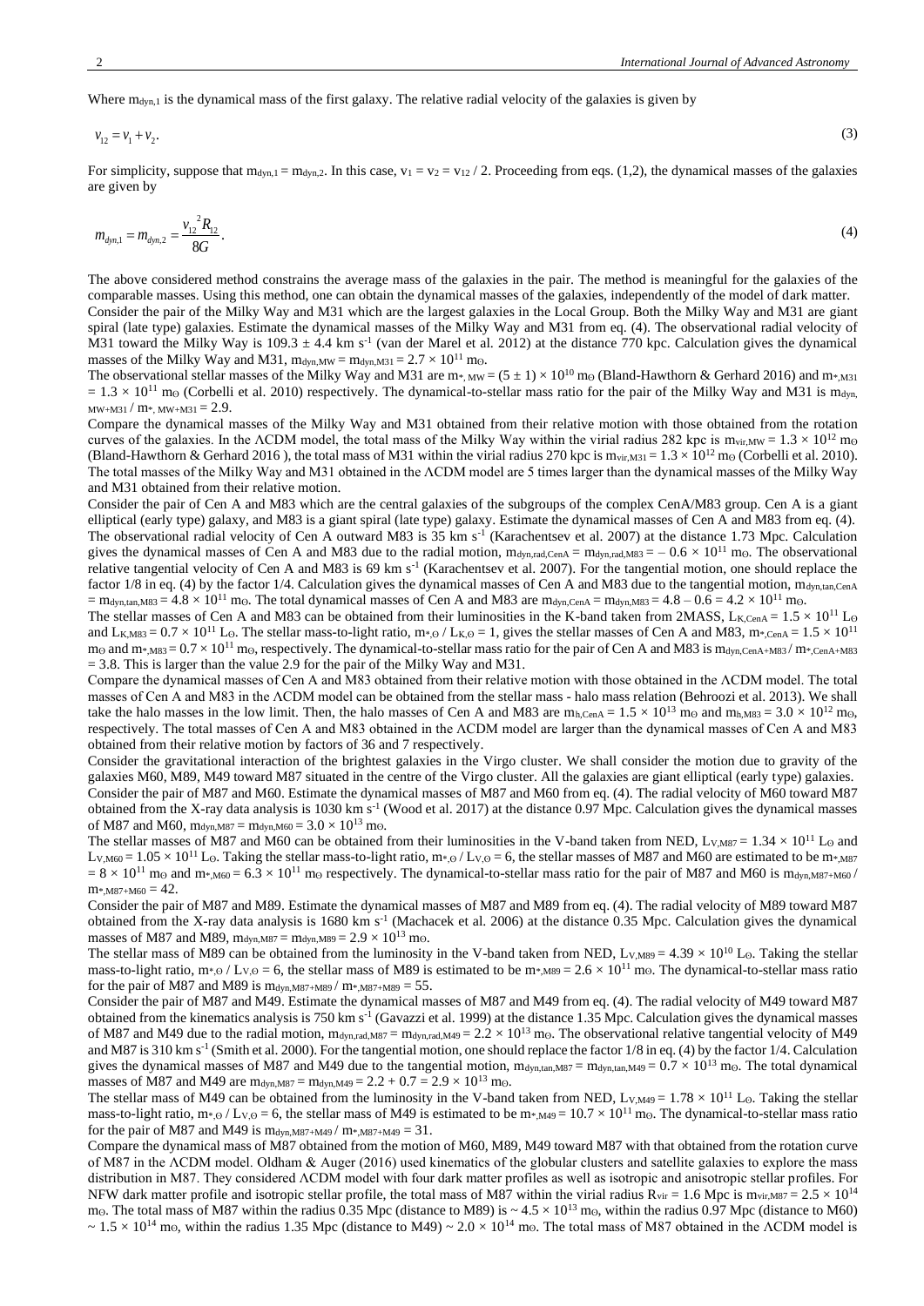Where $m_{dyn,1}$ is the dynamical mass of the first galaxy. The relative radial velocity of the galaxies is given by

$$v_{12} = v_1 + v_2. \tag{3}$$

For simplicity, suppose that $m_{dyn,1} = m_{dyn,2}$. In this case, $v_1 = v_2 = v_{12} / 2$. Proceeding from eqs. (1,2), the dynamical masses of the galaxies are given by

$$m_{dyn,1} = m_{dyn,2} = \frac{v_{12}^{\;2} R_{12}}{8G}. \tag{4}$$

The above considered method constrains the average mass of the galaxies in the pair. The method is meaningful for the galaxies of the comparable masses. Using this method, one can obtain the dynamical masses of the galaxies, independently of the model of dark matter.

Consider the pair of the Milky Way and M31 which are the largest galaxies in the Local Group. Both the Milky Way and M31 are giant spiral (late type) galaxies. Estimate the dynamical masses of the Milky Way and M31 from eq. (4). The observational radial velocity of M31 toward the Milky Way is $109.3 \pm 4.4$ km s$^{-1}$ (van der Marel et al. 2012) at the distance 770 kpc. Calculation gives the dynamical masses of the Milky Way and M31, $m_{dyn,MW} = m_{dyn,M31} = 2.7 \times 10^{11}$ $m_{\odot}$.

The observational stellar masses of the Milky Way and M31 are $m_{*,MW} = (5 \pm 1) \times 10^{10}$ $m_{\odot}$ (Bland-Hawthorn & Gerhard 2016) and $m_{*,M31} = 1.3 \times 10^{11}$ $m_{\odot}$ (Corbelli et al. 2010) respectively. The dynamical-to-stellar mass ratio for the pair of the Milky Way and M31 is $m_{dyn,MW+M31} / m_{*,MW+M31} = 2.9$.

Compare the dynamical masses of the Milky Way and M31 obtained from their relative motion with those obtained from the rotation curves of the galaxies. In the ΛCDM model, the total mass of the Milky Way within the virial radius 282 kpc is $m_{vir,MW} = 1.3 \times 10^{12}$ $m_{\odot}$ (Bland-Hawthorn & Gerhard 2016 ), the total mass of M31 within the virial radius 270 kpc is $m_{vir,M31} = 1.3 \times 10^{12}$ $m_{\odot}$ (Corbelli et al. 2010). The total masses of the Milky Way and M31 obtained in the ΛCDM model are 5 times larger than the dynamical masses of the Milky Way and M31 obtained from their relative motion.

Consider the pair of Cen A and M83 which are the central galaxies of the subgroups of the complex CenA/M83 group. Cen A is a giant elliptical (early type) galaxy, and M83 is a giant spiral (late type) galaxy. Estimate the dynamical masses of Cen A and M83 from eq. (4). The observational radial velocity of Cen A outward M83 is 35 km s$^{-1}$ (Karachentsev et al. 2007) at the distance 1.73 Mpc. Calculation gives the dynamical masses of Cen A and M83 due to the radial motion, $m_{dyn,rad,CenA} = m_{dyn,rad,M83} = -0.6 \times 10^{11}$ $m_{\odot}$. The observational relative tangential velocity of Cen A and M83 is 69 km s$^{-1}$ (Karachentsev et al. 2007). For the tangential motion, one should replace the factor 1/8 in eq. (4) by the factor 1/4. Calculation gives the dynamical masses of Cen A and M83 due to the tangential motion, $m_{dyn,tan,CenA} = m_{dyn,tan,M83} = 4.8 \times 10^{11}$ $m_{\odot}$. The total dynamical masses of Cen A and M83 are $m_{dyn,CenA} = m_{dyn,M83} = 4.8 - 0.6 = 4.2 \times 10^{11}$ $m_{\odot}$.

The stellar masses of Cen A and M83 can be obtained from their luminosities in the K-band taken from 2MASS, $L_{K,CenA} = 1.5 \times 10^{11}$ $L_{\odot}$ and $L_{K,M83} = 0.7 \times 10^{11}$ $L_{\odot}$. The stellar mass-to-light ratio, $m_{*,\odot} / L_{K,\odot} = 1$, gives the stellar masses of Cen A and M83, $m_{*,CenA} = 1.5 \times 10^{11}$ $m_{\odot}$ and $m_{*,M83} = 0.7 \times 10^{11}$ $m_{\odot}$, respectively. The dynamical-to-stellar mass ratio for the pair of Cen A and M83 is $m_{dyn,CenA+M83} / m_{*,CenA+M83} = 3.8$. This is larger than the value 2.9 for the pair of the Milky Way and M31.

Compare the dynamical masses of Cen A and M83 obtained from their relative motion with those obtained in the ΛCDM model. The total masses of Cen A and M83 in the ΛCDM model can be obtained from the stellar mass - halo mass relation (Behroozi et al. 2013). We shall take the halo masses in the low limit. Then, the halo masses of Cen A and M83 are $m_{h,CenA} = 1.5 \times 10^{13}$ $m_{\odot}$ and $m_{h,M83} = 3.0 \times 10^{12}$ $m_{\odot}$, respectively. The total masses of Cen A and M83 obtained in the ΛCDM model are larger than the dynamical masses of Cen A and M83 obtained from their relative motion by factors of 36 and 7 respectively.

Consider the gravitational interaction of the brightest galaxies in the Virgo cluster. We shall consider the motion due to gravity of the galaxies M60, M89, M49 toward M87 situated in the centre of the Virgo cluster. All the galaxies are giant elliptical (early type) galaxies.

Consider the pair of M87 and M60. Estimate the dynamical masses of M87 and M60 from eq. (4). The radial velocity of M60 toward M87 obtained from the X-ray data analysis is 1030 km s$^{-1}$ (Wood et al. 2017) at the distance 0.97 Mpc. Calculation gives the dynamical masses of M87 and M60, $m_{dyn,M87} = m_{dyn,M60} = 3.0 \times 10^{13}$ $m_{\odot}$.

The stellar masses of M87 and M60 can be obtained from their luminosities in the V-band taken from NED, $L_{V,M87} = 1.34 \times 10^{11}$ $L_{\odot}$ and $L_{V,M60} = 1.05 \times 10^{11}$ $L_{\odot}$. Taking the stellar mass-to-light ratio, $m_{*,\odot} / L_{V,\odot} = 6$, the stellar masses of M87 and M60 are estimated to be $m_{*,M87} = 8 \times 10^{11}$ $m_{\odot}$ and $m_{*,M60} = 6.3 \times 10^{11}$ $m_{\odot}$ respectively. The dynamical-to-stellar mass ratio for the pair of M87 and M60 is $m_{dyn,M87+M60} / m_{*,M87+M60} = 42$.

Consider the pair of M87 and M89. Estimate the dynamical masses of M87 and M89 from eq. (4). The radial velocity of M89 toward M87 obtained from the X-ray data analysis is 1680 km s$^{-1}$ (Machacek et al. 2006) at the distance 0.35 Mpc. Calculation gives the dynamical masses of M87 and M89, $m_{dyn,M87} = m_{dyn,M89} = 2.9 \times 10^{13}$ $m_{\odot}$.

The stellar mass of M89 can be obtained from the luminosity in the V-band taken from NED, $L_{V,M89} = 4.39 \times 10^{10}$ $L_{\odot}$. Taking the stellar mass-to-light ratio, $m_{*,\odot} / L_{V,\odot} = 6$, the stellar mass of M89 is estimated to be $m_{*,M89} = 2.6 \times 10^{11}$ $m_{\odot}$. The dynamical-to-stellar mass ratio for the pair of M87 and M89 is $m_{dyn,M87+M89} / m_{*,M87+M89} = 55$.

Consider the pair of M87 and M49. Estimate the dynamical masses of M87 and M49 from eq. (4). The radial velocity of M49 toward M87 obtained from the kinematics analysis is 750 km s$^{-1}$ (Gavazzi et al. 1999) at the distance 1.35 Mpc. Calculation gives the dynamical masses of M87 and M49 due to the radial motion, $m_{dyn,rad,M87} = m_{dyn,rad,M49} = 2.2 \times 10^{13}$ $m_{\odot}$. The observational relative tangential velocity of M49 and M87 is 310 km s$^{-1}$ (Smith et al. 2000). For the tangential motion, one should replace the factor 1/8 in eq. (4) by the factor 1/4. Calculation gives the dynamical masses of M87 and M49 due to the tangential motion, $m_{dyn,tan,M87} = m_{dyn,tan,M49} = 0.7 \times 10^{13}$ $m_{\odot}$. The total dynamical masses of M87 and M49 are $m_{dyn,M87} = m_{dyn,M49} = 2.2 + 0.7 = 2.9 \times 10^{13}$ $m_{\odot}$.

The stellar mass of M49 can be obtained from the luminosity in the V-band taken from NED, $L_{V,M49} = 1.78 \times 10^{11}$ $L_{\odot}$. Taking the stellar mass-to-light ratio, $m_{*,\odot} / L_{V,\odot} = 6$, the stellar mass of M49 is estimated to be $m_{*,M49} = 10.7 \times 10^{11}$ $m_{\odot}$. The dynamical-to-stellar mass ratio for the pair of M87 and M49 is $m_{dyn,M87+M49} / m_{*,M87+M49} = 31$.

Compare the dynamical mass of M87 obtained from the motion of M60, M89, M49 toward M87 with that obtained from the rotation curve of M87 in the ΛCDM model. Oldham & Auger (2016) used kinematics of the globular clusters and satellite galaxies to explore the mass distribution in M87. They considered ΛCDM model with four dark matter profiles as well as isotropic and anisotropic stellar profiles. For NFW dark matter profile and isotropic stellar profile, the total mass of M87 within the virial radius $R_{vir} = 1.6$ Mpc is $m_{vir,M87} = 2.5 \times 10^{14}$ $m_{\odot}$. The total mass of M87 within the radius 0.35 Mpc (distance to M89) is $\sim 4.5 \times 10^{13}$ $m_{\odot}$, within the radius 0.97 Mpc (distance to M60) $\sim 1.5 \times 10^{14}$ $m_{\odot}$, within the radius 1.35 Mpc (distance to M49) $\sim 2.0 \times 10^{14}$ $m_{\odot}$. The total mass of M87 obtained in the ΛCDM model is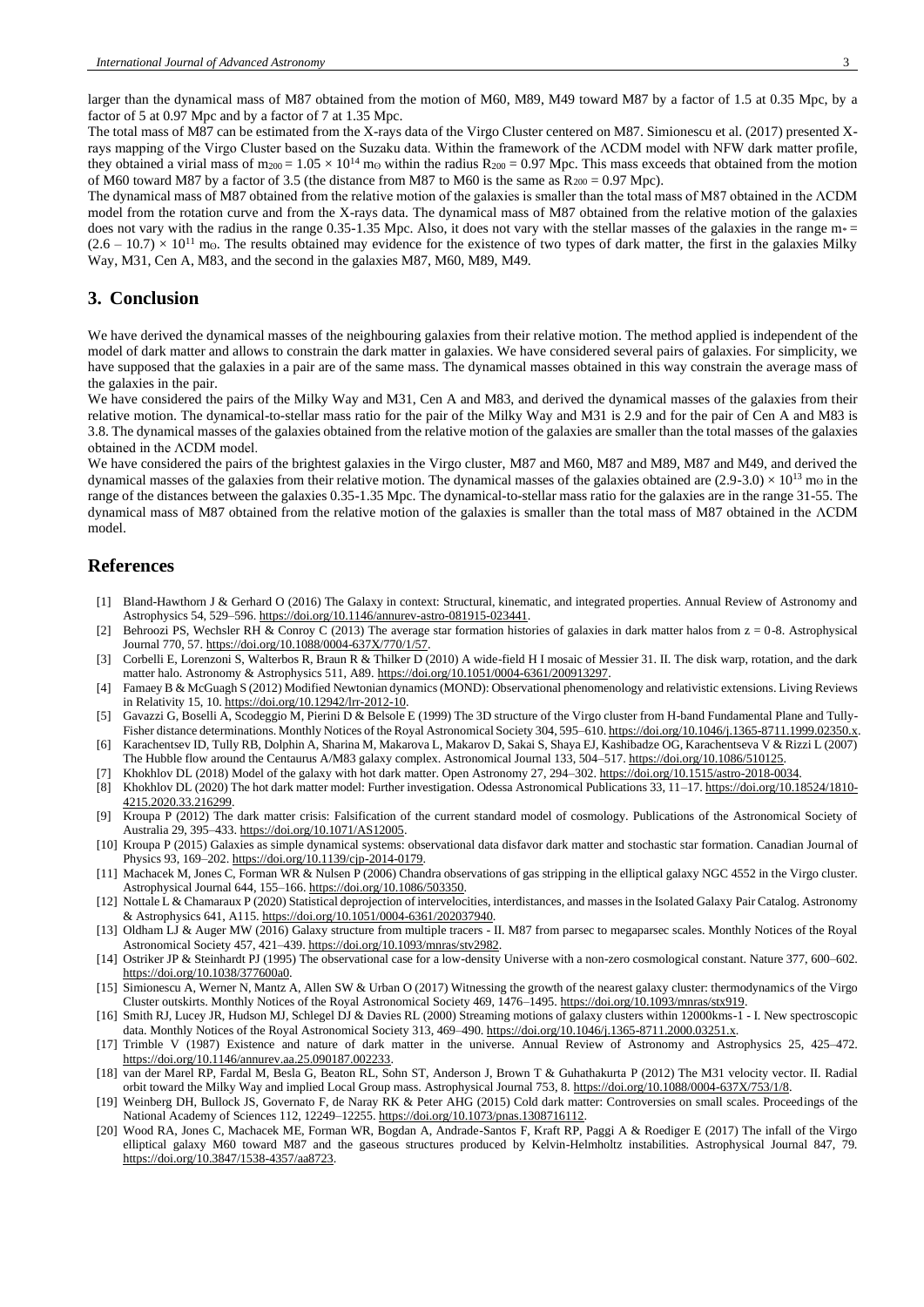larger than the dynamical mass of M87 obtained from the motion of M60, M89, M49 toward M87 by a factor of 1.5 at 0.35 Mpc, by a factor of 5 at 0.97 Mpc and by a factor of 7 at 1.35 Mpc.

The total mass of M87 can be estimated from the X-rays data of the Virgo Cluster centered on M87. Simionescu et al. (2017) presented X-rays mapping of the Virgo Cluster based on the Suzaku data. Within the framework of the ΛCDM model with NFW dark matter profile, they obtained a virial mass of $m_{200} = 1.05 \times 10^{14}$ $m_{\odot}$ within the radius $R_{200} = 0.97$ Mpc. This mass exceeds that obtained from the motion of M60 toward M87 by a factor of 3.5 (the distance from M87 to M60 is the same as $R_{200} = 0.97$ Mpc).

The dynamical mass of M87 obtained from the relative motion of the galaxies is smaller than the total mass of M87 obtained in the ΛCDM model from the rotation curve and from the X-rays data. The dynamical mass of M87 obtained from the relative motion of the galaxies does not vary with the radius in the range 0.35-1.35 Mpc. Also, it does not vary with the stellar masses of the galaxies in the range $m_* = (2.6 - 10.7) \times 10^{11}$ $m_{\odot}$. The results obtained may evidence for the existence of two types of dark matter, the first in the galaxies Milky Way, M31, Cen A, M83, and the second in the galaxies M87, M60, M89, M49.

## 3. Conclusion

We have derived the dynamical masses of the neighbouring galaxies from their relative motion. The method applied is independent of the model of dark matter and allows to constrain the dark matter in galaxies. We have considered several pairs of galaxies. For simplicity, we have supposed that the galaxies in a pair are of the same mass. The dynamical masses obtained in this way constrain the average mass of the galaxies in the pair.

We have considered the pairs of the Milky Way and M31, Cen A and M83, and derived the dynamical masses of the galaxies from their relative motion. The dynamical-to-stellar mass ratio for the pair of the Milky Way and M31 is 2.9 and for the pair of Cen A and M83 is 3.8. The dynamical masses of the galaxies obtained from the relative motion of the galaxies are smaller than the total masses of the galaxies obtained in the ΛCDM model.

We have considered the pairs of the brightest galaxies in the Virgo cluster, M87 and M60, M87 and M89, M87 and M49, and derived the dynamical masses of the galaxies from their relative motion. The dynamical masses of the galaxies obtained are $(2.9\text{-}3.0) \times 10^{13}$ $m_{\odot}$ in the range of the distances between the galaxies 0.35-1.35 Mpc. The dynamical-to-stellar mass ratio for the galaxies are in the range 31-55. The dynamical mass of M87 obtained from the relative motion of the galaxies is smaller than the total mass of M87 obtained in the ΛCDM model.

## References

[1] Bland-Hawthorn J & Gerhard O (2016) The Galaxy in context: Structural, kinematic, and integrated properties. Annual Review of Astronomy and Astrophysics 54, 529–596. https://doi.org/10.1146/annurev-astro-081915-023441.

[2] Behroozi PS, Wechsler RH & Conroy C (2013) The average star formation histories of galaxies in dark matter halos from z = 0-8. Astrophysical Journal 770, 57. https://doi.org/10.1088/0004-637X/770/1/57.

[3] Corbelli E, Lorenzoni S, Walterbos R, Braun R & Thilker D (2010) A wide-field H I mosaic of Messier 31. II. The disk warp, rotation, and the dark matter halo. Astronomy & Astrophysics 511, A89. https://doi.org/10.1051/0004-6361/200913297.

[4] Famaey B & McGaugh S (2012) Modified Newtonian dynamics (MOND): Observational phenomenology and relativistic extensions. Living Reviews in Relativity 15, 10. https://doi.org/10.12942/lrr-2012-10.

[5] Gavazzi G, Boselli A, Scodeggio M, Pierini D & Belsole E (1999) The 3D structure of the Virgo cluster from H-band Fundamental Plane and Tully-Fisher distance determinations. Monthly Notices of the Royal Astronomical Society 304, 595–610. https://doi.org/10.1046/j.1365-8711.1999.02350.x.

[6] Karachentsev ID, Tully RB, Dolphin A, Sharina M, Makarova L, Makarov D, Sakai S, Shaya EJ, Kashibadze OG, Karachentseva V & Rizzi L (2007) The Hubble flow around the Centaurus A/M83 galaxy complex. Astronomical Journal 133, 504–517. https://doi.org/10.1086/510125.

[7] Khokhlov DL (2018) Model of the galaxy with hot dark matter. Open Astronomy 27, 294–302. https://doi.org/10.1515/astro-2018-0034.

[8] Khokhlov DL (2020) The hot dark matter model: Further investigation. Odessa Astronomical Publications 33, 11–17. https://doi.org/10.18524/1810-4215.2020.33.216299.

[9] Kroupa P (2012) The dark matter crisis: Falsification of the current standard model of cosmology. Publications of the Astronomical Society of Australia 29, 395–433. https://doi.org/10.1071/AS12005.

[10] Kroupa P (2015) Galaxies as simple dynamical systems: observational data disfavor dark matter and stochastic star formation. Canadian Journal of Physics 93, 169–202. https://doi.org/10.1139/cjp-2014-0179.

[11] Machacek M, Jones C, Forman WR & Nulsen P (2006) Chandra observations of gas stripping in the elliptical galaxy NGC 4552 in the Virgo cluster. Astrophysical Journal 644, 155–166. https://doi.org/10.1086/503350.

[12] Nottale L & Chamaraux P (2020) Statistical deprojection of intervelocities, interdistances, and masses in the Isolated Galaxy Pair Catalog. Astronomy & Astrophysics 641, A115. https://doi.org/10.1051/0004-6361/202037940.

[13] Oldham LJ & Auger MW (2016) Galaxy structure from multiple tracers - II. M87 from parsec to megaparsec scales. Monthly Notices of the Royal Astronomical Society 457, 421–439. https://doi.org/10.1093/mnras/stv2982.

[14] Ostriker JP & Steinhardt PJ (1995) The observational case for a low-density Universe with a non-zero cosmological constant. Nature 377, 600–602. https://doi.org/10.1038/377600a0.

[15] Simionescu A, Werner N, Mantz A, Allen SW & Urban O (2017) Witnessing the growth of the nearest galaxy cluster: thermodynamics of the Virgo Cluster outskirts. Monthly Notices of the Royal Astronomical Society 469, 1476–1495. https://doi.org/10.1093/mnras/stx919.

[16] Smith RJ, Lucey JR, Hudson MJ, Schlegel DJ & Davies RL (2000) Streaming motions of galaxy clusters within 12000kms-1 - I. New spectroscopic data. Monthly Notices of the Royal Astronomical Society 313, 469–490. https://doi.org/10.1046/j.1365-8711.2000.03251.x.

[17] Trimble V (1987) Existence and nature of dark matter in the universe. Annual Review of Astronomy and Astrophysics 25, 425–472. https://doi.org/10.1146/annurev.aa.25.090187.002233.

[18] van der Marel RP, Fardal M, Besla G, Beaton RL, Sohn ST, Anderson J, Brown T & Guhathakurta P (2012) The M31 velocity vector. II. Radial orbit toward the Milky Way and implied Local Group mass. Astrophysical Journal 753, 8. https://doi.org/10.1088/0004-637X/753/1/8.

[19] Weinberg DH, Bullock JS, Governato F, de Naray RK & Peter AHG (2015) Cold dark matter: Controversies on small scales. Proceedings of the National Academy of Sciences 112, 12249–12255. https://doi.org/10.1073/pnas.1308716112.

[20] Wood RA, Jones C, Machacek ME, Forman WR, Bogdan A, Andrade-Santos F, Kraft RP, Paggi A & Roediger E (2017) The infall of the Virgo elliptical galaxy M60 toward M87 and the gaseous structures produced by Kelvin-Helmholtz instabilities. Astrophysical Journal 847, 79. https://doi.org/10.3847/1538-4357/aa8723.